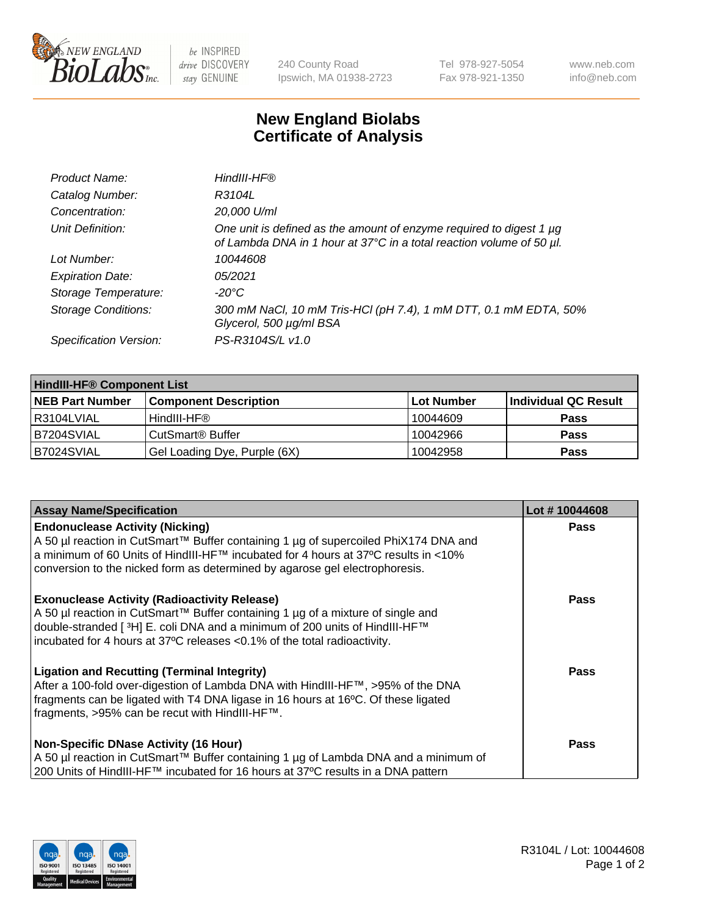New England BioLabs Inc. — be INSPIRED drive DISCOVERY stay GENUINE

240 County Road
Ipswich, MA 01938-2723

Tel 978-927-5054
Fax 978-921-1350

www.neb.com
info@neb.com

# New England Biolabs
# Certificate of Analysis

| | |
|---|---|
| *Product Name:* | *HindIII-HF®* |
| *Catalog Number:* | *R3104L* |
| *Concentration:* | *20,000 U/ml* |
| *Unit Definition:* | *One unit is defined as the amount of enzyme required to digest 1 µg of Lambda DNA in 1 hour at 37°C in a total reaction volume of 50 µl.* |
| *Lot Number:* | *10044608* |
| *Expiration Date:* | *05/2021* |
| *Storage Temperature:* | *-20°C* |
| *Storage Conditions:* | *300 mM NaCl, 10 mM Tris-HCl (pH 7.4), 1 mM DTT, 0.1 mM EDTA, 50% Glycerol, 500 µg/ml BSA* |
| *Specification Version:* | *PS-R3104S/L v1.0* |

| **HindIII-HF® Component List** | | | |
|---|---|---|---|
| **NEB Part Number** | **Component Description** | **Lot Number** | **Individual QC Result** |
| R3104LVIAL | HindIII-HF® | 10044609 | **Pass** |
| B7204SVIAL | CutSmart® Buffer | 10042966 | **Pass** |
| B7024SVIAL | Gel Loading Dye, Purple (6X) | 10042958 | **Pass** |

| **Assay Name/Specification** | **Lot # 10044608** |
|---|---|
| **Endonuclease Activity (Nicking)** A 50 µl reaction in CutSmart™ Buffer containing 1 µg of supercoiled PhiX174 DNA and a minimum of 60 Units of HindIII-HF™ incubated for 4 hours at 37ºC results in <10% conversion to the nicked form as determined by agarose gel electrophoresis. | **Pass** |
| **Exonuclease Activity (Radioactivity Release)** A 50 µl reaction in CutSmart™ Buffer containing 1 µg of a mixture of single and double-stranded [ $^{3}$H] E. coli DNA and a minimum of 200 units of HindIII-HF™ incubated for 4 hours at 37ºC releases <0.1% of the total radioactivity. | **Pass** |
| **Ligation and Recutting (Terminal Integrity)** After a 100-fold over-digestion of Lambda DNA with HindIII-HF™, >95% of the DNA fragments can be ligated with T4 DNA ligase in 16 hours at 16ºC. Of these ligated fragments, >95% can be recut with HindIII-HF™. | **Pass** |
| **Non-Specific DNase Activity (16 Hour)** A 50 µl reaction in CutSmart™ Buffer containing 1 µg of Lambda DNA and a minimum of 200 Units of HindIII-HF™ incubated for 16 hours at 37ºC results in a DNA pattern | **Pass** |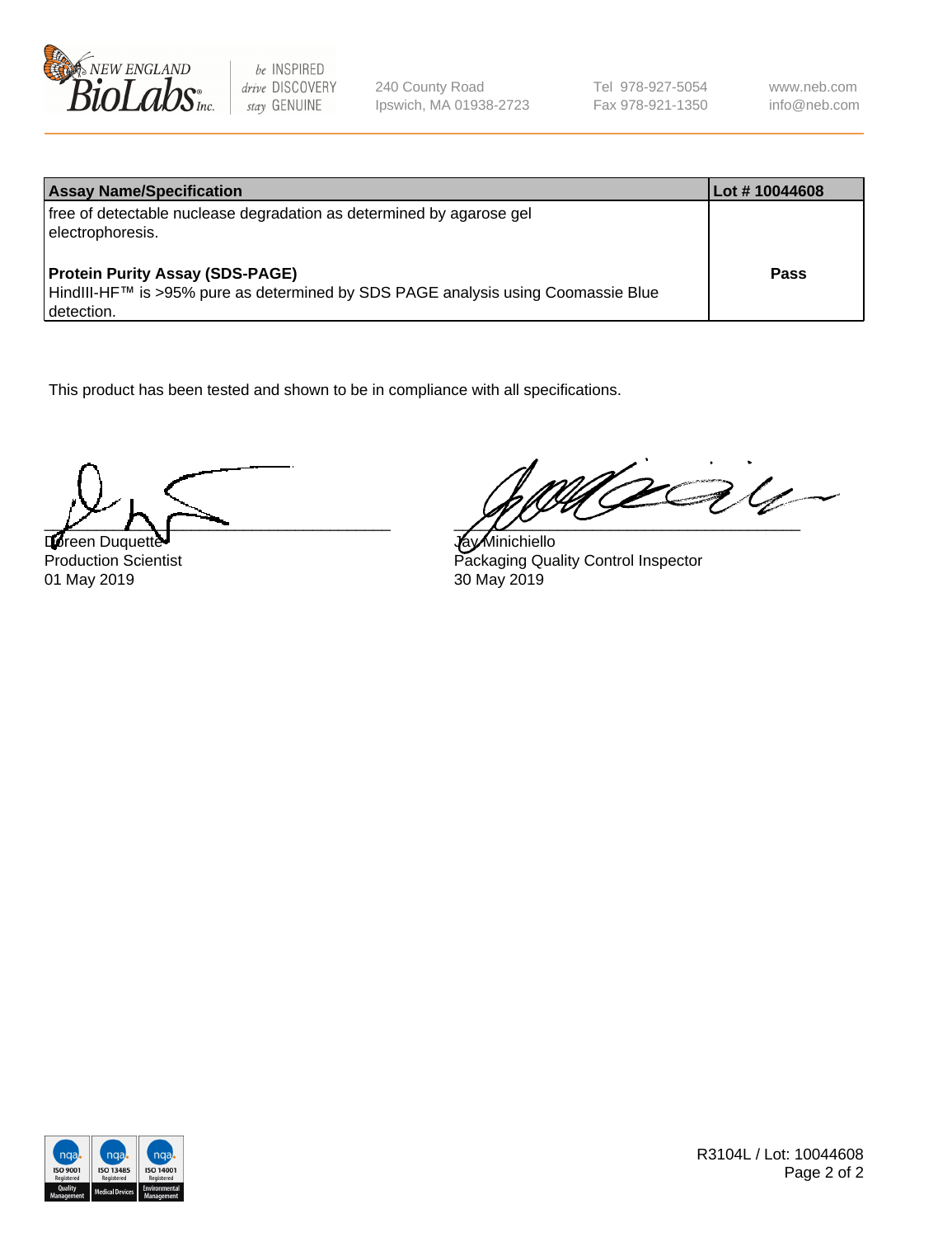| Assay Name/Specification | Lot # 10044608 |
|---|---|
| free of detectable nuclease degradation as determined by agarose gel electrophoresis. | |
| **Protein Purity Assay (SDS-PAGE)**<br>HindIII-HF™ is >95% pure as determined by SDS PAGE analysis using Coomassie Blue detection. | **Pass** |

This product has been tested and shown to be in compliance with all specifications.

Doreen Duquette
Production Scientist
01 May 2019

Jay Minichiello
Packaging Quality Control Inspector
30 May 2019

R3104L / Lot: 10044608